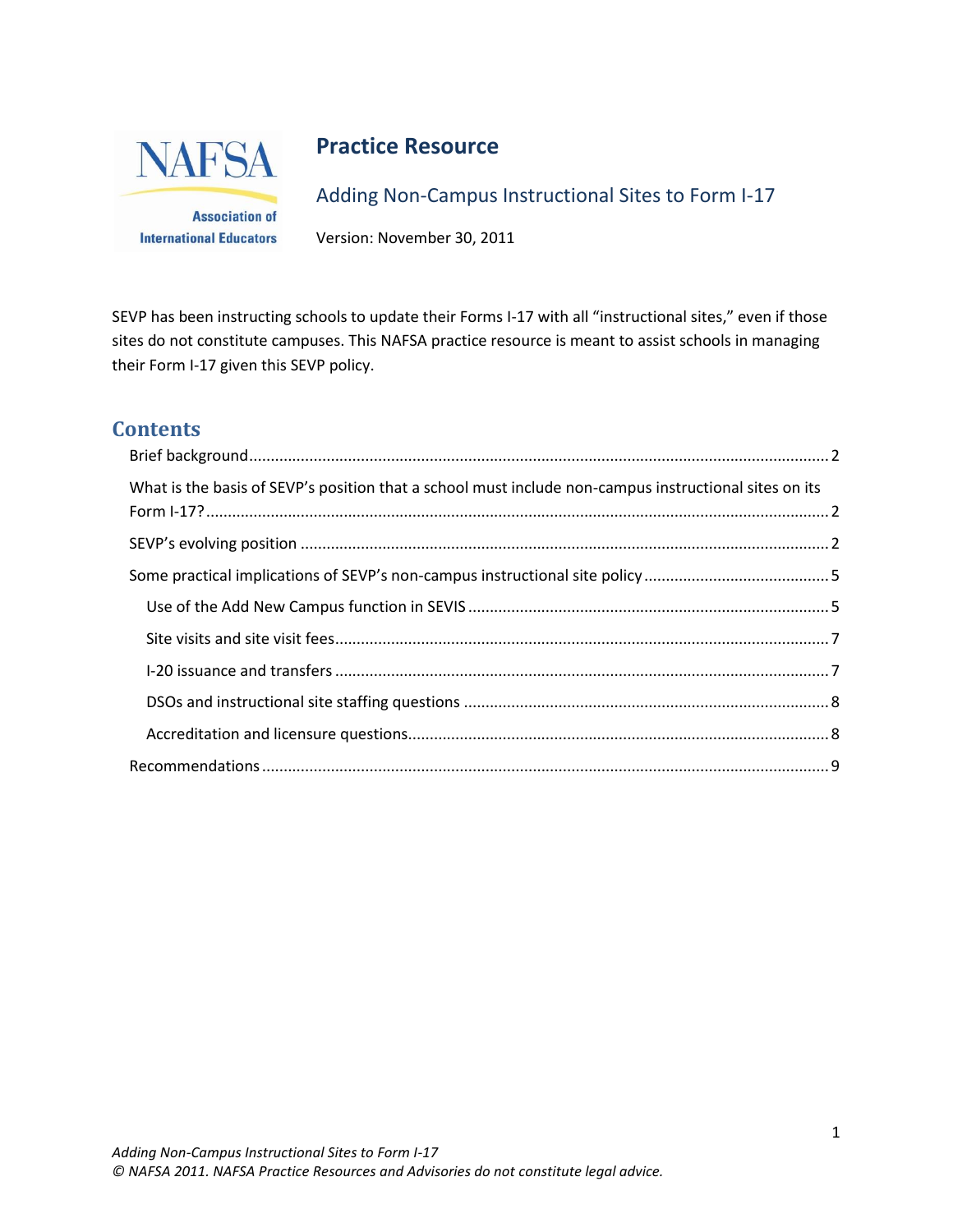# Practice Resource

## Adding Non-Campus Instructional Sites to Form I-17

Version: November 30, 2011

SEVP has been instructing schools to update their Forms I-17 with all "instructional sites," even if those sites do not constitute campuses. This NAFSA practice resource is meant to assist schools in managing their Form I-17 given this SEVP policy.

## Contents

- Brief background ........ 2
- What is the basis of SEVP's position that a school must include non-campus instructional sites on its Form I-17? ........ 2
- SEVP's evolving position ........ 2
- Some practical implications of SEVP's non-campus instructional site policy ........ 5
  - Use of the Add New Campus function in SEVIS ........ 5
  - Site visits and site visit fees ........ 7
  - I-20 issuance and transfers ........ 7
  - DSOs and instructional site staffing questions ........ 8
  - Accreditation and licensure questions ........ 8
- Recommendations ........ 9

*Adding Non-Campus Instructional Sites to Form I-17*
*© NAFSA 2011. NAFSA Practice Resources and Advisories do not constitute legal advice.*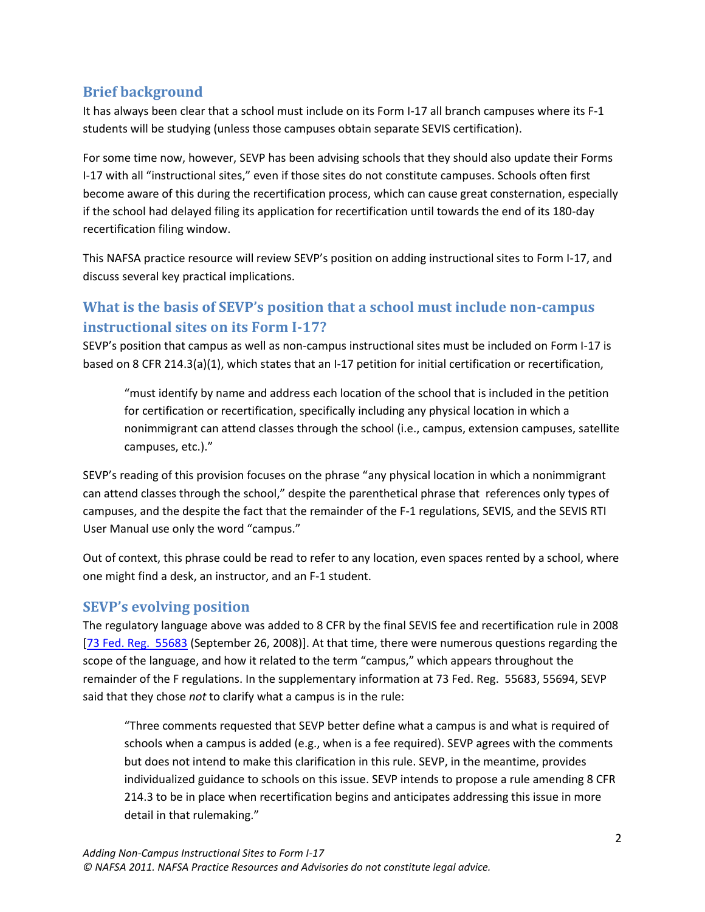## Brief background

It has always been clear that a school must include on its Form I-17 all branch campuses where its F-1 students will be studying (unless those campuses obtain separate SEVIS certification).

For some time now, however, SEVP has been advising schools that they should also update their Forms I-17 with all "instructional sites," even if those sites do not constitute campuses. Schools often first become aware of this during the recertification process, which can cause great consternation, especially if the school had delayed filing its application for recertification until towards the end of its 180-day recertification filing window.

This NAFSA practice resource will review SEVP's position on adding instructional sites to Form I-17, and discuss several key practical implications.

## What is the basis of SEVP's position that a school must include non-campus instructional sites on its Form I-17?

SEVP's position that campus as well as non-campus instructional sites must be included on Form I-17 is based on 8 CFR 214.3(a)(1), which states that an I-17 petition for initial certification or recertification,

> "must identify by name and address each location of the school that is included in the petition for certification or recertification, specifically including any physical location in which a nonimmigrant can attend classes through the school (i.e., campus, extension campuses, satellite campuses, etc.)."

SEVP's reading of this provision focuses on the phrase "any physical location in which a nonimmigrant can attend classes through the school," despite the parenthetical phrase that references only types of campuses, and the despite the fact that the remainder of the F-1 regulations, SEVIS, and the SEVIS RTI User Manual use only the word "campus."

Out of context, this phrase could be read to refer to any location, even spaces rented by a school, where one might find a desk, an instructor, and an F-1 student.

## SEVP's evolving position

The regulatory language above was added to 8 CFR by the final SEVIS fee and recertification rule in 2008 [73 Fed. Reg. 55683 (September 26, 2008)]. At that time, there were numerous questions regarding the scope of the language, and how it related to the term "campus," which appears throughout the remainder of the F regulations. In the supplementary information at 73 Fed. Reg. 55683, 55694, SEVP said that they chose *not* to clarify what a campus is in the rule:

> "Three comments requested that SEVP better define what a campus is and what is required of schools when a campus is added (e.g., when is a fee required). SEVP agrees with the comments but does not intend to make this clarification in this rule. SEVP, in the meantime, provides individualized guidance to schools on this issue. SEVP intends to propose a rule amending 8 CFR 214.3 to be in place when recertification begins and anticipates addressing this issue in more detail in that rulemaking."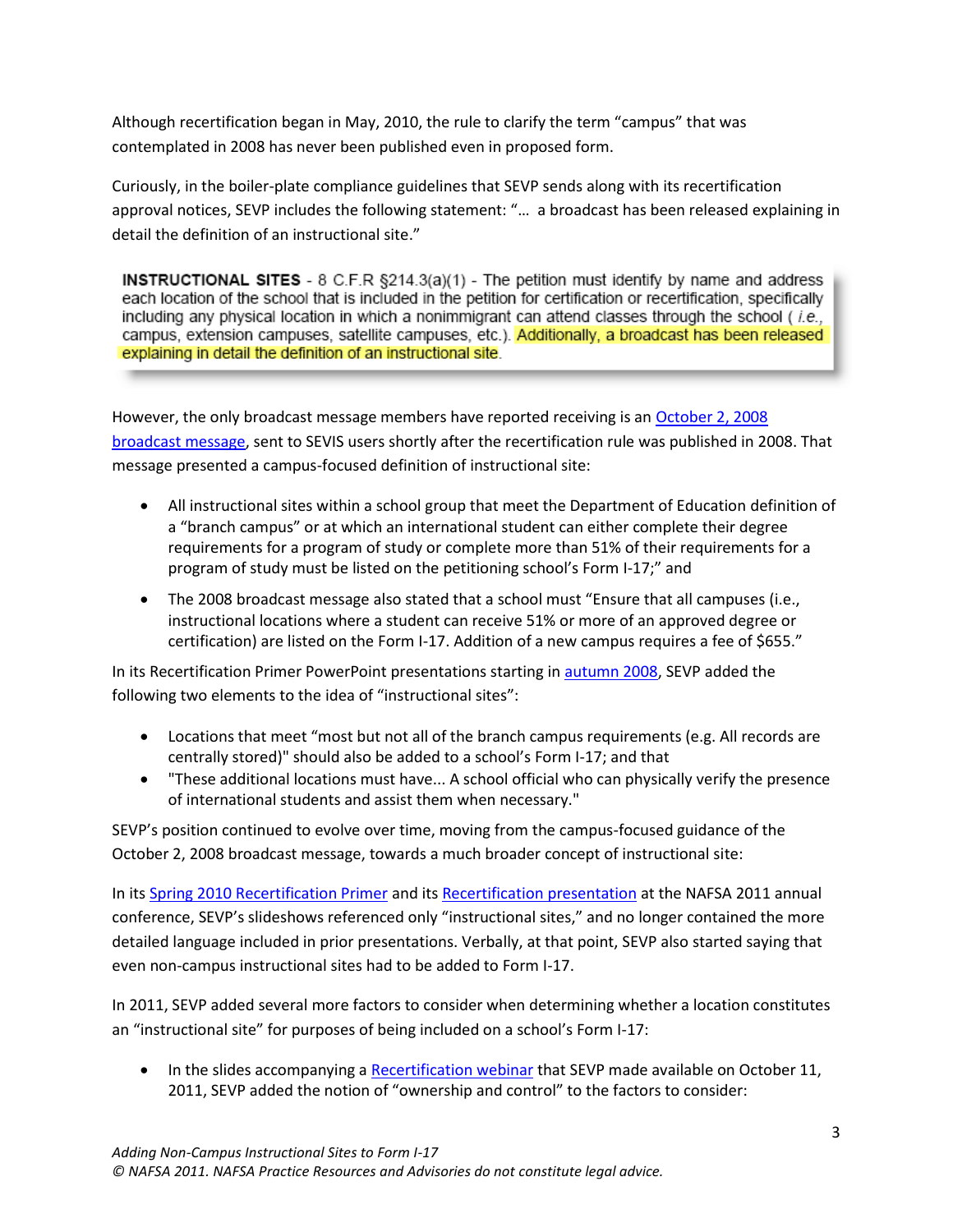Although recertification began in May, 2010, the rule to clarify the term "campus" that was contemplated in 2008 has never been published even in proposed form.

Curiously, in the boiler-plate compliance guidelines that SEVP sends along with its recertification approval notices, SEVP includes the following statement: "… a broadcast has been released explaining in detail the definition of an instructional site."

> **INSTRUCTIONAL SITES** - 8 C.F.R §214.3(a)(1) - The petition must identify by name and address each location of the school that is included in the petition for certification or recertification, specifically including any physical location in which a nonimmigrant can attend classes through the school ( *i.e.,* campus, extension campuses, satellite campuses, etc.). Additionally, a broadcast has been released explaining in detail the definition of an instructional site.

However, the only broadcast message members have reported receiving is an October 2, 2008 broadcast message, sent to SEVIS users shortly after the recertification rule was published in 2008. That message presented a campus-focused definition of instructional site:

- All instructional sites within a school group that meet the Department of Education definition of a "branch campus" or at which an international student can either complete their degree requirements for a program of study or complete more than 51% of their requirements for a program of study must be listed on the petitioning school's Form I-17;" and
- The 2008 broadcast message also stated that a school must "Ensure that all campuses (i.e., instructional locations where a student can receive 51% or more of an approved degree or certification) are listed on the Form I-17. Addition of a new campus requires a fee of $655."

In its Recertification Primer PowerPoint presentations starting in autumn 2008, SEVP added the following two elements to the idea of "instructional sites":

- Locations that meet "most but not all of the branch campus requirements (e.g. All records are centrally stored)" should also be added to a school's Form I-17; and that
- "These additional locations must have... A school official who can physically verify the presence of international students and assist them when necessary."

SEVP's position continued to evolve over time, moving from the campus-focused guidance of the October 2, 2008 broadcast message, towards a much broader concept of instructional site:

In its Spring 2010 Recertification Primer and its Recertification presentation at the NAFSA 2011 annual conference, SEVP's slideshows referenced only "instructional sites," and no longer contained the more detailed language included in prior presentations. Verbally, at that point, SEVP also started saying that even non-campus instructional sites had to be added to Form I-17.

In 2011, SEVP added several more factors to consider when determining whether a location constitutes an "instructional site" for purposes of being included on a school's Form I-17:

- In the slides accompanying a Recertification webinar that SEVP made available on October 11, 2011, SEVP added the notion of "ownership and control" to the factors to consider: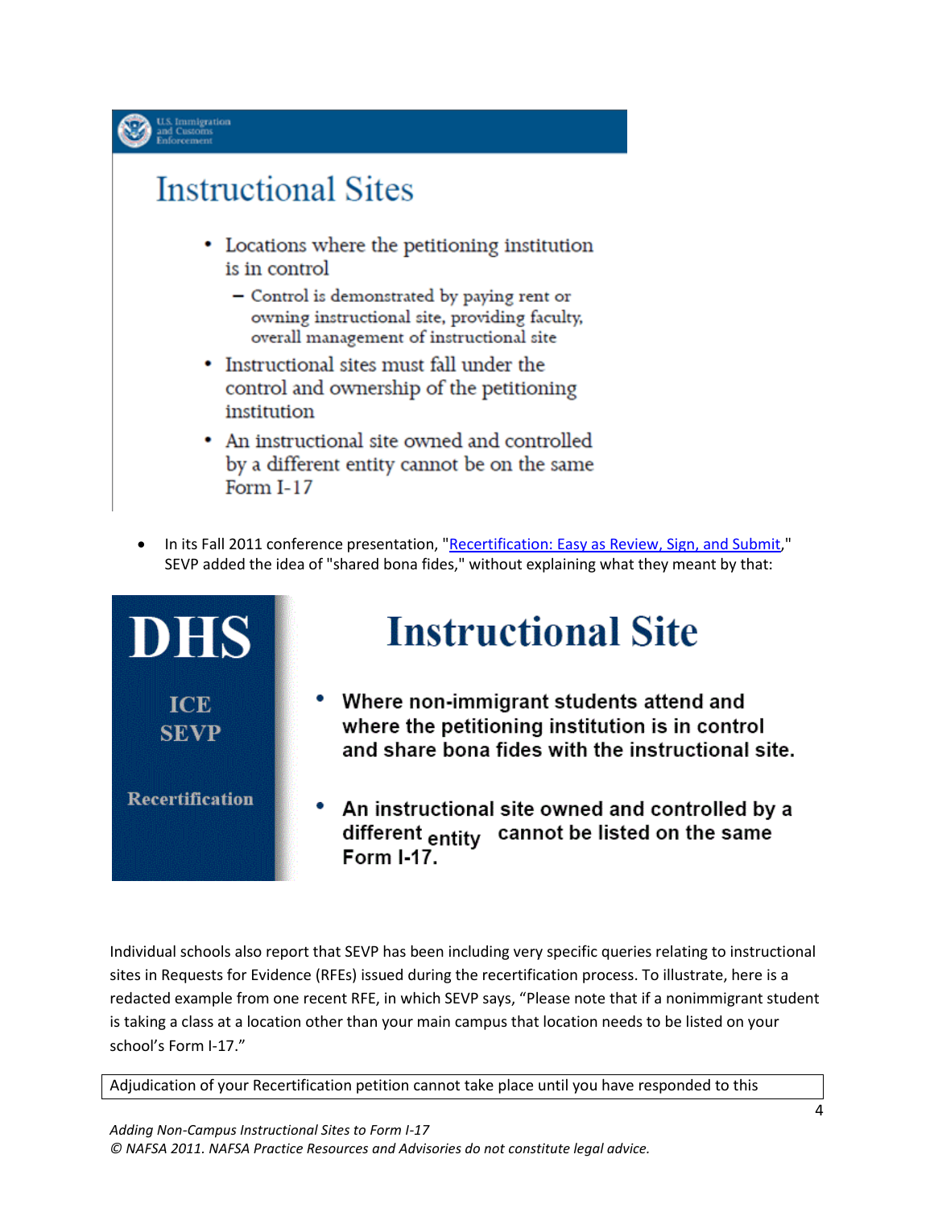U.S. Immigration and Customs Enforcement

## Instructional Sites

- Locations where the petitioning institution is in control
  - Control is demonstrated by paying rent or owning instructional site, providing faculty, overall management of instructional site
- Instructional sites must fall under the control and ownership of the petitioning institution
- An instructional site owned and controlled by a different entity cannot be on the same Form I-17

- In its Fall 2011 conference presentation, "Recertification: Easy as Review, Sign, and Submit," SEVP added the idea of "shared bona fides," without explaining what they meant by that:

**DHS**

**ICE SEVP**

**Recertification**

## Instructional Site

- **Where non-immigrant students attend and where the petitioning institution is in control and share bona fides with the instructional site.**
- **An instructional site owned and controlled by a different entity cannot be listed on the same Form I-17.**

Individual schools also report that SEVP has been including very specific queries relating to instructional sites in Requests for Evidence (RFEs) issued during the recertification process. To illustrate, here is a redacted example from one recent RFE, in which SEVP says, "Please note that if a nonimmigrant student is taking a class at a location other than your main campus that location needs to be listed on your school's Form I-17."

Adjudication of your Recertification petition cannot take place until you have responded to this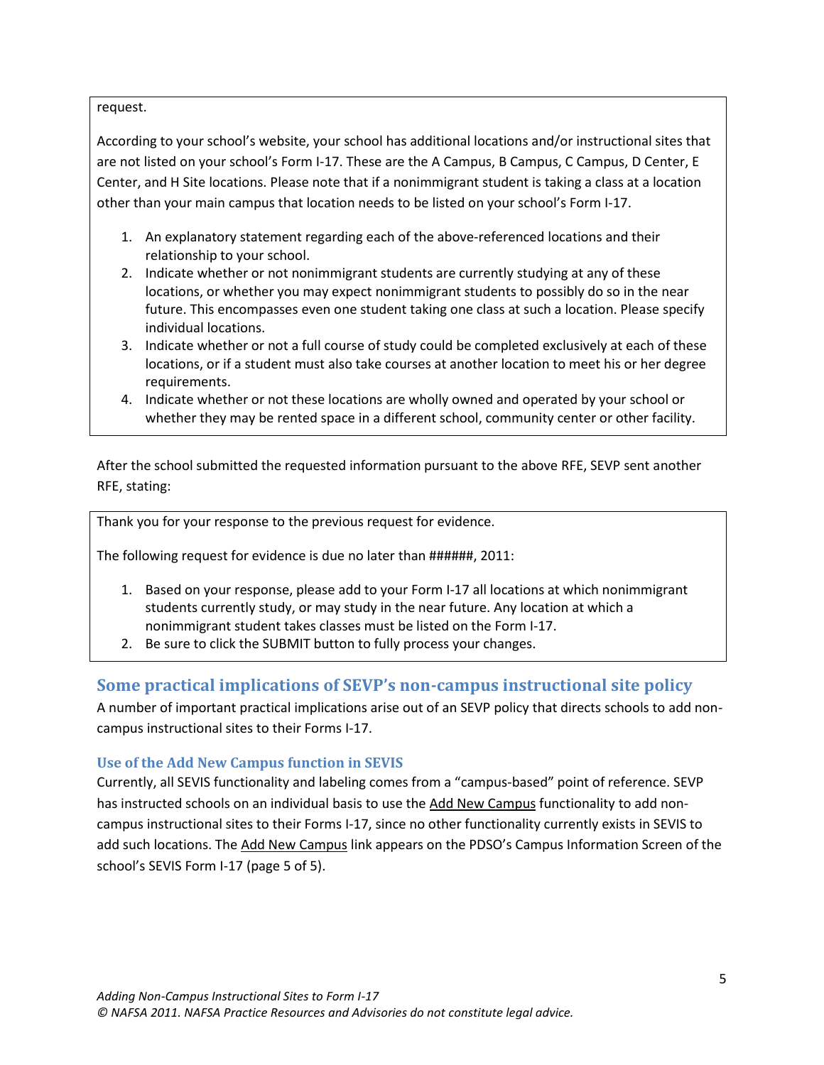request.

According to your school's website, your school has additional locations and/or instructional sites that are not listed on your school's Form I-17. These are the A Campus, B Campus, C Campus, D Center, E Center, and H Site locations. Please note that if a nonimmigrant student is taking a class at a location other than your main campus that location needs to be listed on your school's Form I-17.

1. An explanatory statement regarding each of the above-referenced locations and their relationship to your school.
2. Indicate whether or not nonimmigrant students are currently studying at any of these locations, or whether you may expect nonimmigrant students to possibly do so in the near future. This encompasses even one student taking one class at such a location. Please specify individual locations.
3. Indicate whether or not a full course of study could be completed exclusively at each of these locations, or if a student must also take courses at another location to meet his or her degree requirements.
4. Indicate whether or not these locations are wholly owned and operated by your school or whether they may be rented space in a different school, community center or other facility.

After the school submitted the requested information pursuant to the above RFE, SEVP sent another RFE, stating:

> Thank you for your response to the previous request for evidence.
>
> The following request for evidence is due no later than ######, 2011:
>
> 1. Based on your response, please add to your Form I-17 all locations at which nonimmigrant students currently study, or may study in the near future. Any location at which a nonimmigrant student takes classes must be listed on the Form I-17.
> 2. Be sure to click the SUBMIT button to fully process your changes.

## Some practical implications of SEVP's non-campus instructional site policy

A number of important practical implications arise out of an SEVP policy that directs schools to add non-campus instructional sites to their Forms I-17.

### Use of the Add New Campus function in SEVIS

Currently, all SEVIS functionality and labeling comes from a "campus-based" point of reference. SEVP has instructed schools on an individual basis to use the Add New Campus functionality to add non-campus instructional sites to their Forms I-17, since no other functionality currently exists in SEVIS to add such locations. The Add New Campus link appears on the PDSO's Campus Information Screen of the school's SEVIS Form I-17 (page 5 of 5).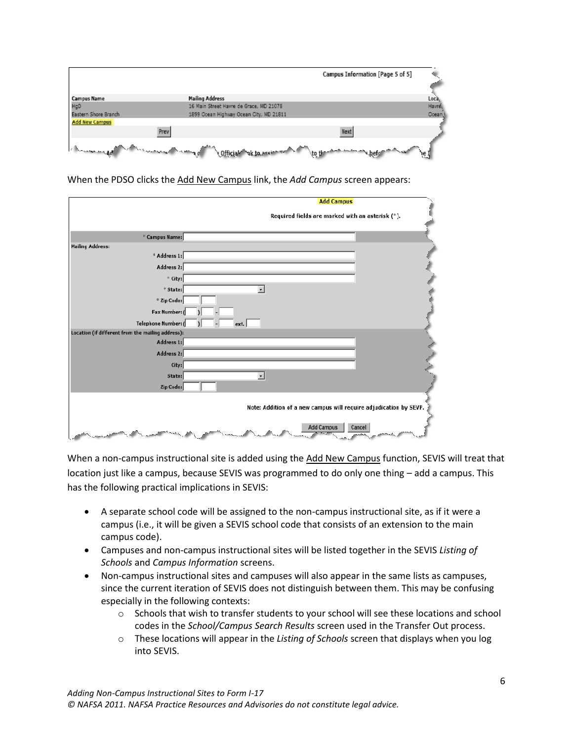| Campus Information [Page 5 of 5] | | |
|---|---|---|
| Campus Name | Mailing Address | Loca |
| HgD | 16 Main Street Havre de Grace, MD 21078 | Havre |
| Eastern Shore Branch | 1899 Ocean Highway Ocean City, MD 21811 | Ocean |
| Add New Campus | | |

Prev Next

When the PDSO clicks the Add New Campus link, the *Add Campus* screen appears:

**Add Campus**

Required fields are marked with an asterisk (*).

* Campus Name:

Mailing Address:

* Address 1:

Address 2:

* City:

* State:

* Zip Code:

Fax Number:

Telephone Number: ext.

Location (if different from the mailing address):

Address 1:

Address 2:

City:

State:

Zip Code:

Note: Addition of a new campus will require adjudication by SEVP.

Add Campus Cancel

When a non-campus instructional site is added using the Add New Campus function, SEVIS will treat that location just like a campus, because SEVIS was programmed to do only one thing – add a campus. This has the following practical implications in SEVIS:

- A separate school code will be assigned to the non-campus instructional site, as if it were a campus (i.e., it will be given a SEVIS school code that consists of an extension to the main campus code).
- Campuses and non-campus instructional sites will be listed together in the SEVIS *Listing of Schools* and *Campus Information* screens.
- Non-campus instructional sites and campuses will also appear in the same lists as campuses, since the current iteration of SEVIS does not distinguish between them. This may be confusing especially in the following contexts:
  - Schools that wish to transfer students to your school will see these locations and school codes in the *School/Campus Search Results* screen used in the Transfer Out process.
  - These locations will appear in the *Listing of Schools* screen that displays when you log into SEVIS.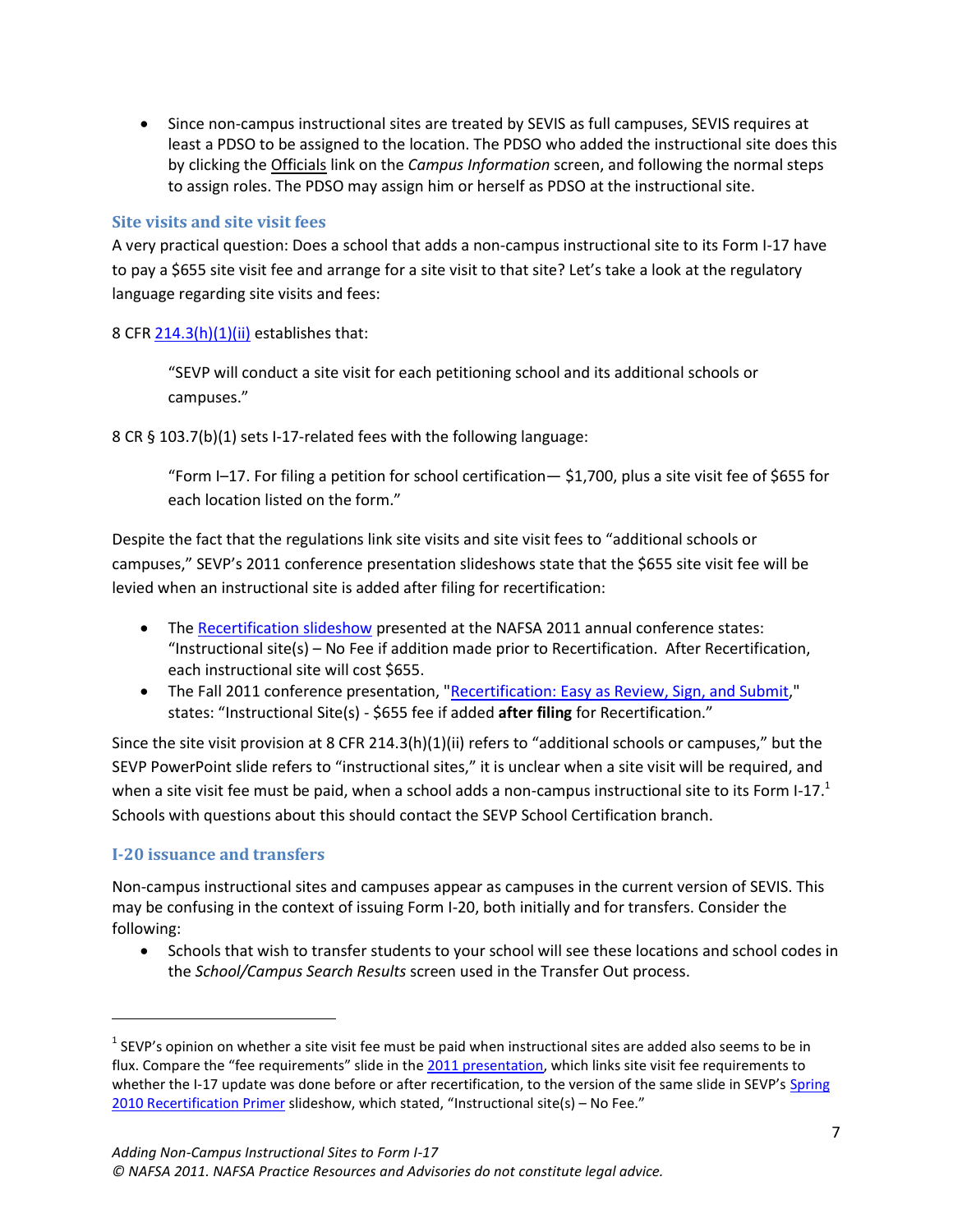- Since non-campus instructional sites are treated by SEVIS as full campuses, SEVIS requires at least a PDSO to be assigned to the location. The PDSO who added the instructional site does this by clicking the Officials link on the *Campus Information* screen, and following the normal steps to assign roles. The PDSO may assign him or herself as PDSO at the instructional site.

### Site visits and site visit fees

A very practical question: Does a school that adds a non-campus instructional site to its Form I-17 have to pay a $655 site visit fee and arrange for a site visit to that site? Let's take a look at the regulatory language regarding site visits and fees:

8 CFR 214.3(h)(1)(ii) establishes that:

> "SEVP will conduct a site visit for each petitioning school and its additional schools or campuses."

8 CR § 103.7(b)(1) sets I-17-related fees with the following language:

> "Form I–17. For filing a petition for school certification— $1,700, plus a site visit fee of $655 for each location listed on the form."

Despite the fact that the regulations link site visits and site visit fees to "additional schools or campuses," SEVP's 2011 conference presentation slideshows state that the $655 site visit fee will be levied when an instructional site is added after filing for recertification:

- The Recertification slideshow presented at the NAFSA 2011 annual conference states: "Instructional site(s) – No Fee if addition made prior to Recertification. After Recertification, each instructional site will cost $655.
- The Fall 2011 conference presentation, "Recertification: Easy as Review, Sign, and Submit," states: "Instructional Site(s) - $655 fee if added **after filing** for Recertification."

Since the site visit provision at 8 CFR 214.3(h)(1)(ii) refers to "additional schools or campuses," but the SEVP PowerPoint slide refers to "instructional sites," it is unclear when a site visit will be required, and when a site visit fee must be paid, when a school adds a non-campus instructional site to its Form I-17.[1] Schools with questions about this should contact the SEVP School Certification branch.

### I-20 issuance and transfers

Non-campus instructional sites and campuses appear as campuses in the current version of SEVIS. This may be confusing in the context of issuing Form I-20, both initially and for transfers. Consider the following:

- Schools that wish to transfer students to your school will see these locations and school codes in the *School/Campus Search Results* screen used in the Transfer Out process.

---

[1] SEVP's opinion on whether a site visit fee must be paid when instructional sites are added also seems to be in flux. Compare the "fee requirements" slide in the 2011 presentation, which links site visit fee requirements to whether the I-17 update was done before or after recertification, to the version of the same slide in SEVP's Spring 2010 Recertification Primer slideshow, which stated, "Instructional site(s) – No Fee."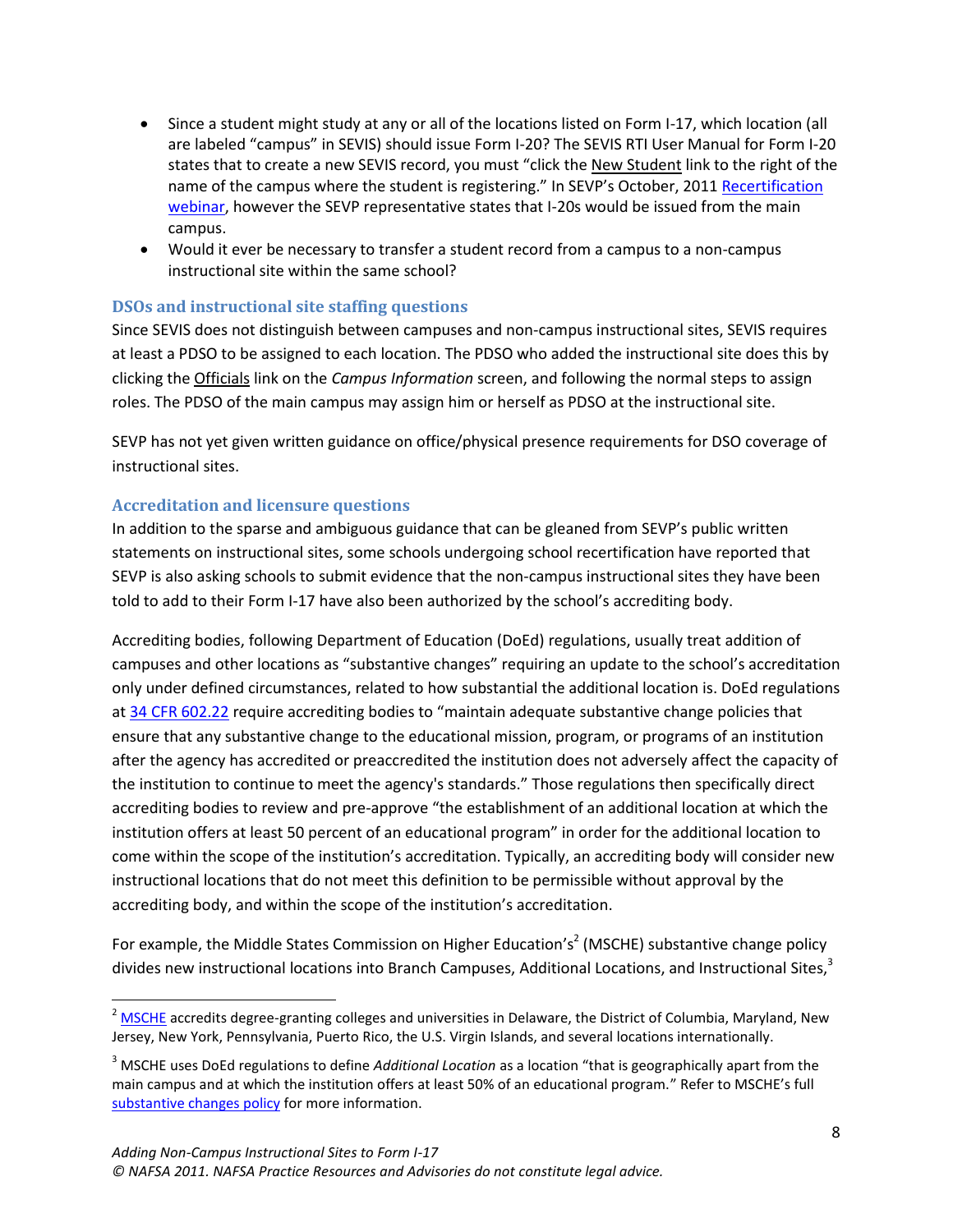- Since a student might study at any or all of the locations listed on Form I-17, which location (all are labeled "campus" in SEVIS) should issue Form I-20? The SEVIS RTI User Manual for Form I-20 states that to create a new SEVIS record, you must "click the New Student link to the right of the name of the campus where the student is registering." In SEVP's October, 2011 Recertification webinar, however the SEVP representative states that I-20s would be issued from the main campus.
- Would it ever be necessary to transfer a student record from a campus to a non-campus instructional site within the same school?

### DSOs and instructional site staffing questions

Since SEVIS does not distinguish between campuses and non-campus instructional sites, SEVIS requires at least a PDSO to be assigned to each location. The PDSO who added the instructional site does this by clicking the Officials link on the *Campus Information* screen, and following the normal steps to assign roles. The PDSO of the main campus may assign him or herself as PDSO at the instructional site.

SEVP has not yet given written guidance on office/physical presence requirements for DSO coverage of instructional sites.

### Accreditation and licensure questions

In addition to the sparse and ambiguous guidance that can be gleaned from SEVP's public written statements on instructional sites, some schools undergoing school recertification have reported that SEVP is also asking schools to submit evidence that the non-campus instructional sites they have been told to add to their Form I-17 have also been authorized by the school's accrediting body.

Accrediting bodies, following Department of Education (DoEd) regulations, usually treat addition of campuses and other locations as "substantive changes" requiring an update to the school's accreditation only under defined circumstances, related to how substantial the additional location is. DoEd regulations at 34 CFR 602.22 require accrediting bodies to "maintain adequate substantive change policies that ensure that any substantive change to the educational mission, program, or programs of an institution after the agency has accredited or preaccredited the institution does not adversely affect the capacity of the institution to continue to meet the agency's standards." Those regulations then specifically direct accrediting bodies to review and pre-approve "the establishment of an additional location at which the institution offers at least 50 percent of an educational program" in order for the additional location to come within the scope of the institution's accreditation. Typically, an accrediting body will consider new instructional locations that do not meet this definition to be permissible without approval by the accrediting body, and within the scope of the institution's accreditation.

For example, the Middle States Commission on Higher Education's[2] (MSCHE) substantive change policy divides new instructional locations into Branch Campuses, Additional Locations, and Instructional Sites,[3]

---

[2] MSCHE accredits degree-granting colleges and universities in Delaware, the District of Columbia, Maryland, New Jersey, New York, Pennsylvania, Puerto Rico, the U.S. Virgin Islands, and several locations internationally.

[3] MSCHE uses DoEd regulations to define *Additional Location* as a location "that is geographically apart from the main campus and at which the institution offers at least 50% of an educational program." Refer to MSCHE's full substantive changes policy for more information.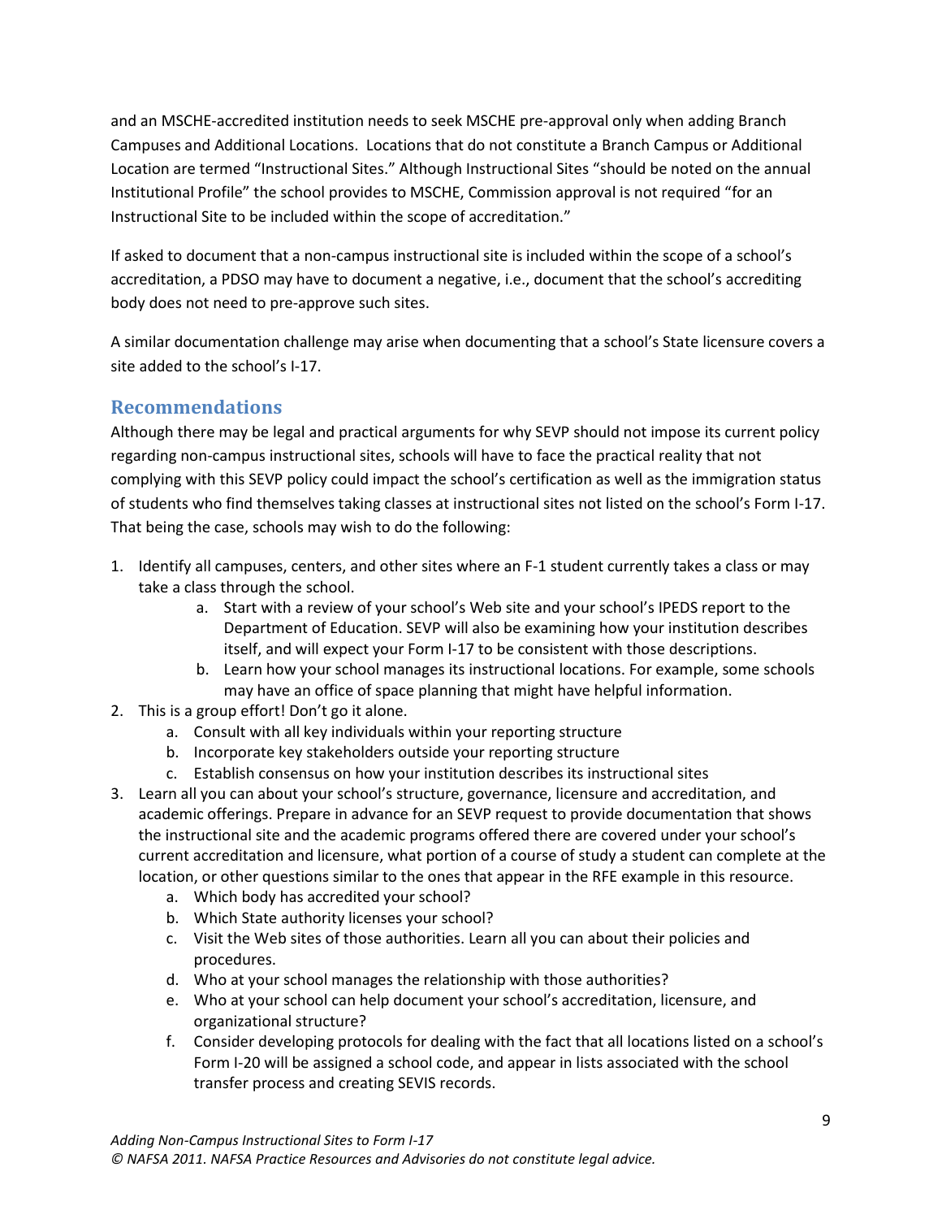and an MSCHE-accredited institution needs to seek MSCHE pre-approval only when adding Branch Campuses and Additional Locations. Locations that do not constitute a Branch Campus or Additional Location are termed "Instructional Sites." Although Instructional Sites "should be noted on the annual Institutional Profile" the school provides to MSCHE, Commission approval is not required "for an Instructional Site to be included within the scope of accreditation."

If asked to document that a non-campus instructional site is included within the scope of a school's accreditation, a PDSO may have to document a negative, i.e., document that the school's accrediting body does not need to pre-approve such sites.

A similar documentation challenge may arise when documenting that a school's State licensure covers a site added to the school's I-17.

## Recommendations

Although there may be legal and practical arguments for why SEVP should not impose its current policy regarding non-campus instructional sites, schools will have to face the practical reality that not complying with this SEVP policy could impact the school's certification as well as the immigration status of students who find themselves taking classes at instructional sites not listed on the school's Form I-17. That being the case, schools may wish to do the following:

1. Identify all campuses, centers, and other sites where an F-1 student currently takes a class or may take a class through the school.
   a. Start with a review of your school's Web site and your school's IPEDS report to the Department of Education. SEVP will also be examining how your institution describes itself, and will expect your Form I-17 to be consistent with those descriptions.
   b. Learn how your school manages its instructional locations. For example, some schools may have an office of space planning that might have helpful information.
2. This is a group effort! Don't go it alone.
   a. Consult with all key individuals within your reporting structure
   b. Incorporate key stakeholders outside your reporting structure
   c. Establish consensus on how your institution describes its instructional sites
3. Learn all you can about your school's structure, governance, licensure and accreditation, and academic offerings. Prepare in advance for an SEVP request to provide documentation that shows the instructional site and the academic programs offered there are covered under your school's current accreditation and licensure, what portion of a course of study a student can complete at the location, or other questions similar to the ones that appear in the RFE example in this resource.
   a. Which body has accredited your school?
   b. Which State authority licenses your school?
   c. Visit the Web sites of those authorities. Learn all you can about their policies and procedures.
   d. Who at your school manages the relationship with those authorities?
   e. Who at your school can help document your school's accreditation, licensure, and organizational structure?
   f. Consider developing protocols for dealing with the fact that all locations listed on a school's Form I-20 will be assigned a school code, and appear in lists associated with the school transfer process and creating SEVIS records.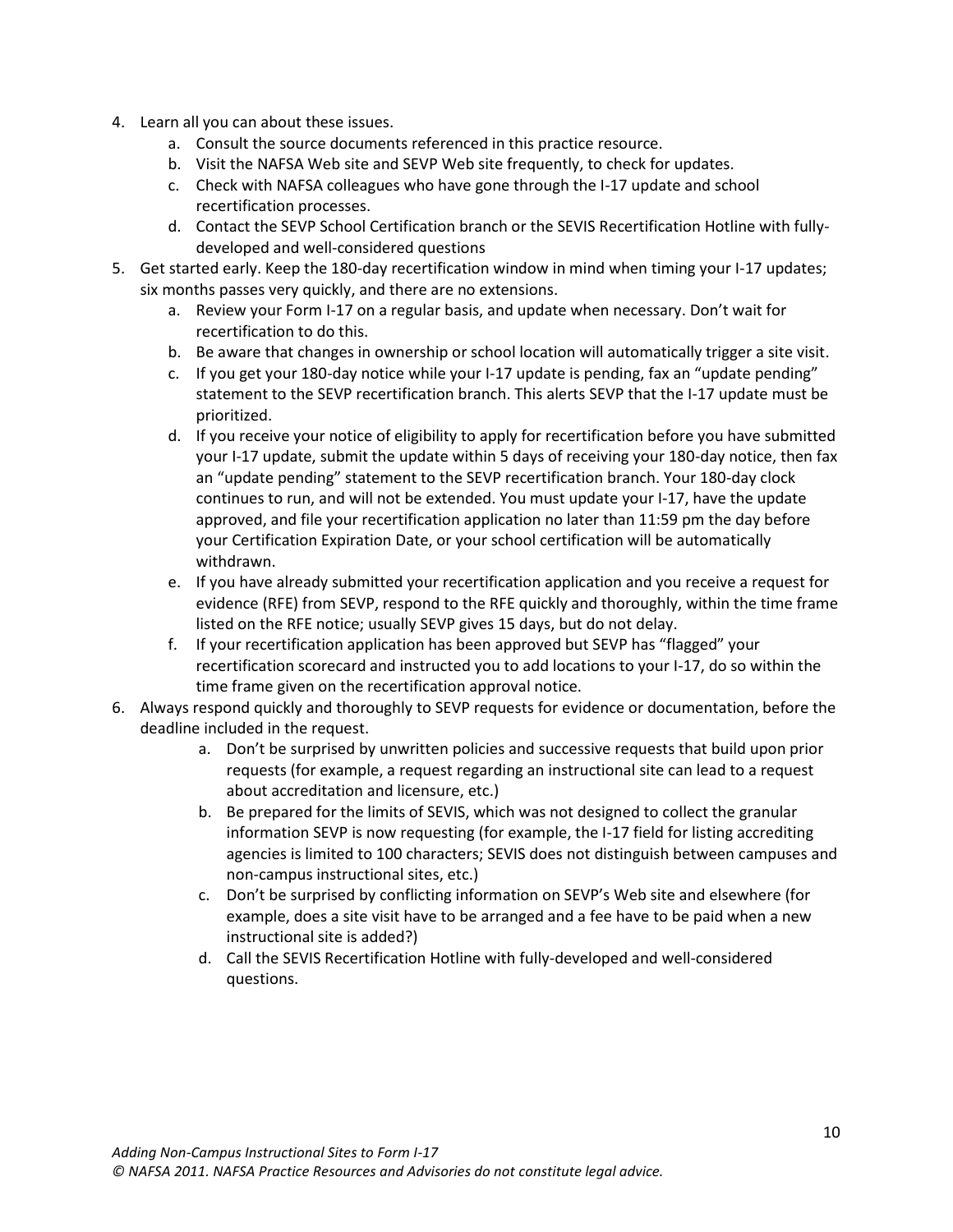4. Learn all you can about these issues.
   a. Consult the source documents referenced in this practice resource.
   b. Visit the NAFSA Web site and SEVP Web site frequently, to check for updates.
   c. Check with NAFSA colleagues who have gone through the I-17 update and school recertification processes.
   d. Contact the SEVP School Certification branch or the SEVIS Recertification Hotline with fully-developed and well-considered questions
5. Get started early. Keep the 180-day recertification window in mind when timing your I-17 updates; six months passes very quickly, and there are no extensions.
   a. Review your Form I-17 on a regular basis, and update when necessary. Don't wait for recertification to do this.
   b. Be aware that changes in ownership or school location will automatically trigger a site visit.
   c. If you get your 180-day notice while your I-17 update is pending, fax an "update pending" statement to the SEVP recertification branch. This alerts SEVP that the I-17 update must be prioritized.
   d. If you receive your notice of eligibility to apply for recertification before you have submitted your I-17 update, submit the update within 5 days of receiving your 180-day notice, then fax an "update pending" statement to the SEVP recertification branch. Your 180-day clock continues to run, and will not be extended. You must update your I-17, have the update approved, and file your recertification application no later than 11:59 pm the day before your Certification Expiration Date, or your school certification will be automatically withdrawn.
   e. If you have already submitted your recertification application and you receive a request for evidence (RFE) from SEVP, respond to the RFE quickly and thoroughly, within the time frame listed on the RFE notice; usually SEVP gives 15 days, but do not delay.
   f. If your recertification application has been approved but SEVP has "flagged" your recertification scorecard and instructed you to add locations to your I-17, do so within the time frame given on the recertification approval notice.
6. Always respond quickly and thoroughly to SEVP requests for evidence or documentation, before the deadline included in the request.
   a. Don't be surprised by unwritten policies and successive requests that build upon prior requests (for example, a request regarding an instructional site can lead to a request about accreditation and licensure, etc.)
   b. Be prepared for the limits of SEVIS, which was not designed to collect the granular information SEVP is now requesting (for example, the I-17 field for listing accrediting agencies is limited to 100 characters; SEVIS does not distinguish between campuses and non-campus instructional sites, etc.)
   c. Don't be surprised by conflicting information on SEVP's Web site and elsewhere (for example, does a site visit have to be arranged and a fee have to be paid when a new instructional site is added?)
   d. Call the SEVIS Recertification Hotline with fully-developed and well-considered questions.